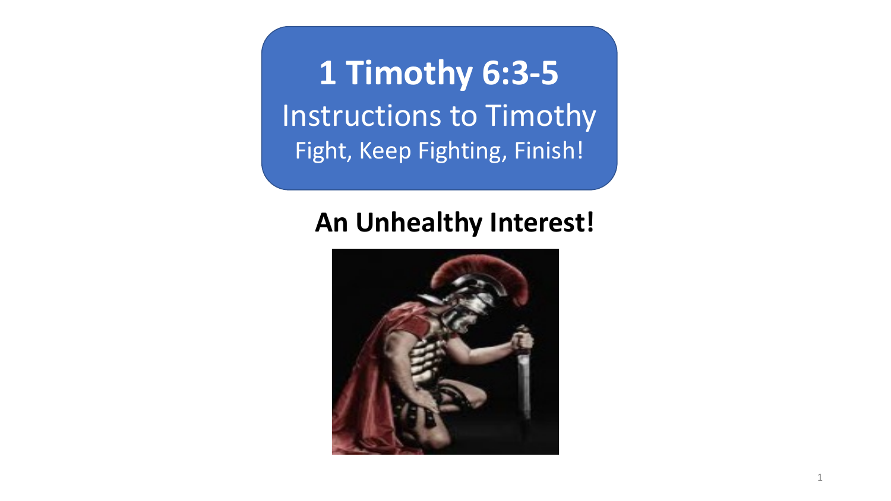# 1 Timothy 6:3-5

Instructions to Timothy

Fight, Keep Fighting, Finish!

## An Unhealthy Interest!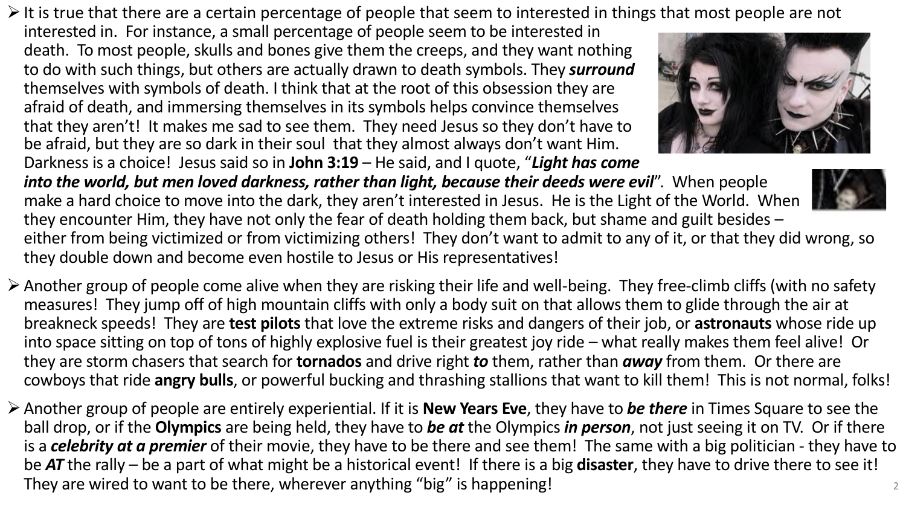- It is true that there are a certain percentage of people that seem to interested in things that most people are not interested in. For instance, a small percentage of people seem to be interested in death. To most people, skulls and bones give them the creeps, and they want nothing to do with such things, but others are actually drawn to death symbols. They ***surround*** themselves with symbols of death. I think that at the root of this obsession they are afraid of death, and immersing themselves in its symbols helps convince themselves that they aren't! It makes me sad to see them. They need Jesus so they don't have to be afraid, but they are so dark in their soul that they almost always don't want Him. Darkness is a choice! Jesus said so in **John 3:19** – He said, and I quote, "***Light has come into the world, but men loved darkness, rather than light, because their deeds were evil***". When people make a hard choice to move into the dark, they aren't interested in Jesus. He is the Light of the World. When they encounter Him, they have not only the fear of death holding them back, but shame and guilt besides – either from being victimized or from victimizing others! They don't want to admit to any of it, or that they did wrong, so they double down and become even hostile to Jesus or His representatives!
- Another group of people come alive when they are risking their life and well-being. They free-climb cliffs (with no safety measures! They jump off of high mountain cliffs with only a body suit on that allows them to glide through the air at breakneck speeds! They are **test pilots** that love the extreme risks and dangers of their job, or **astronauts** whose ride up into space sitting on top of tons of highly explosive fuel is their greatest joy ride – what really makes them feel alive! Or they are storm chasers that search for **tornados** and drive right ***to*** them, rather than ***away*** from them. Or there are cowboys that ride **angry bulls**, or powerful bucking and thrashing stallions that want to kill them! This is not normal, folks!
- Another group of people are entirely experiential. If it is **New Years Eve**, they have to ***be there*** in Times Square to see the ball drop, or if the **Olympics** are being held, they have to ***be at*** the Olympics ***in person***, not just seeing it on TV. Or if there is a ***celebrity at a premier*** of their movie, they have to be there and see them! The same with a big politician - they have to be ***AT*** the rally – be a part of what might be a historical event! If there is a big **disaster**, they have to drive there to see it! They are wired to want to be there, wherever anything "big" is happening!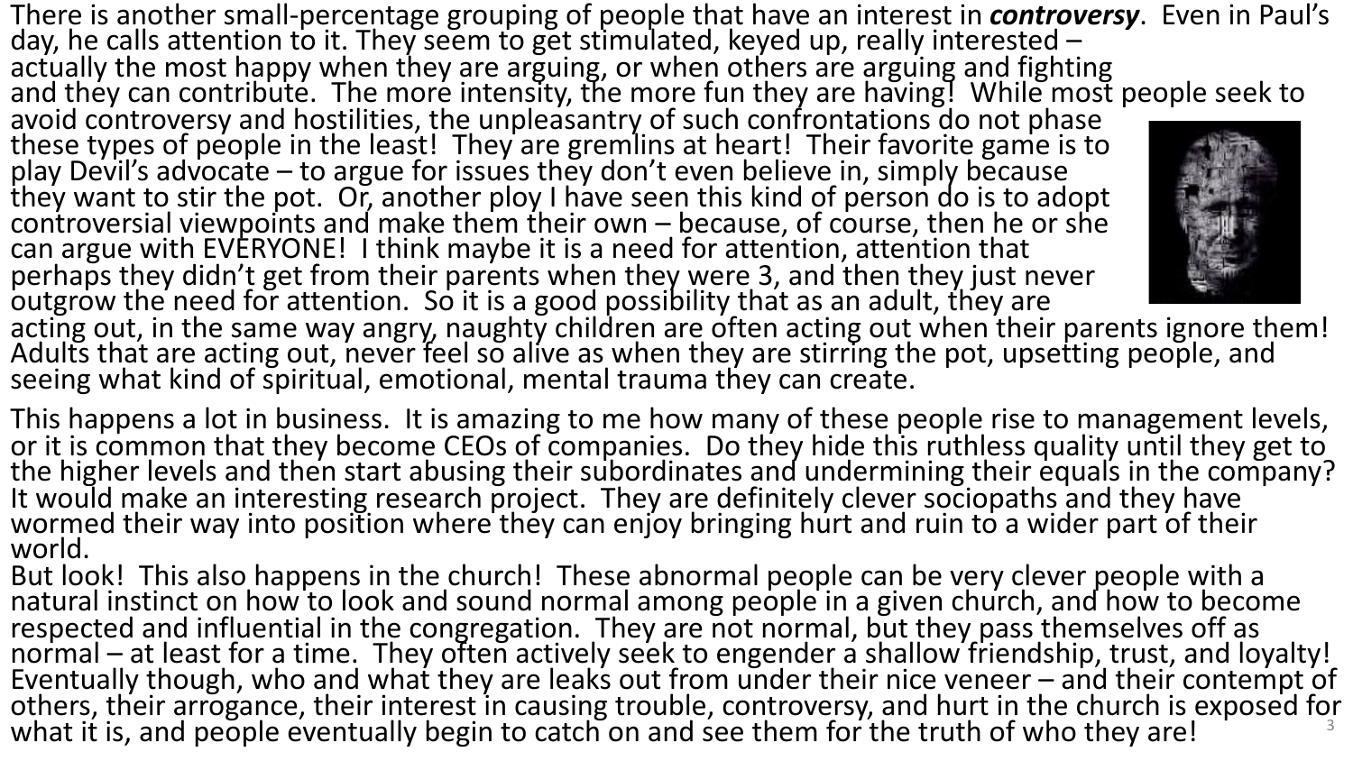There is another small-percentage grouping of people that have an interest in ***controversy***. Even in Paul's day, he calls attention to it. They seem to get stimulated, keyed up, really interested – actually the most happy when they are arguing, or when others are arguing and fighting and they can contribute. The more intensity, the more fun they are having! While most people seek to avoid controversy and hostilities, the unpleasantry of such confrontations do not phase these types of people in the least! They are gremlins at heart! Their favorite game is to play Devil's advocate – to argue for issues they don't even believe in, simply because they want to stir the pot. Or, another ploy I have seen this kind of person do is to adopt controversial viewpoints and make them their own – because, of course, then he or she can argue with EVERYONE! I think maybe it is a need for attention, attention that perhaps they didn't get from their parents when they were 3, and then they just never outgrow the need for attention. So it is a good possibility that as an adult, they are acting out, in the same way angry, naughty children are often acting out when their parents ignore them! Adults that are acting out, never feel so alive as when they are stirring the pot, upsetting people, and seeing what kind of spiritual, emotional, mental trauma they can create.

This happens a lot in business. It is amazing to me how many of these people rise to management levels, or it is common that they become CEOs of companies. Do they hide this ruthless quality until they get to the higher levels and then start abusing their subordinates and undermining their equals in the company? It would make an interesting research project. They are definitely clever sociopaths and they have wormed their way into position where they can enjoy bringing hurt and ruin to a wider part of their world.

But look! This also happens in the church! These abnormal people can be very clever people with a natural instinct on how to look and sound normal among people in a given church, and how to become respected and influential in the congregation. They are not normal, but they pass themselves off as normal – at least for a time. They often actively seek to engender a shallow friendship, trust, and loyalty! Eventually though, who and what they are leaks out from under their nice veneer – and their contempt of others, their arrogance, their interest in causing trouble, controversy, and hurt in the church is exposed for what it is, and people eventually begin to catch on and see them for the truth of who they are!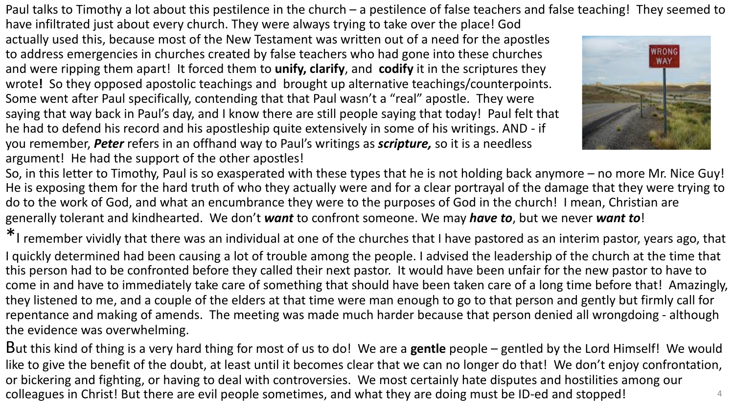Paul talks to Timothy a lot about this pestilence in the church – a pestilence of false teachers and false teaching! They seemed to have infiltrated just about every church. They were always trying to take over the place! God actually used this, because most of the New Testament was written out of a need for the apostles to address emergencies in churches created by false teachers who had gone into these churches and were ripping them apart! It forced them to **unify, clarify**, and **codify** it in the scriptures they wrote**!** So they opposed apostolic teachings and brought up alternative teachings/counterpoints. Some went after Paul specifically, contending that that Paul wasn't a "real" apostle. They were saying that way back in Paul's day, and I know there are still people saying that today! Paul felt that he had to defend his record and his apostleship quite extensively in some of his writings. AND - if you remember, ***Peter*** refers in an offhand way to Paul's writings as ***scripture,*** so it is a needless argument! He had the support of the other apostles!

So, in this letter to Timothy, Paul is so exasperated with these types that he is not holding back anymore – no more Mr. Nice Guy! He is exposing them for the hard truth of who they actually were and for a clear portrayal of the damage that they were trying to do to the work of God, and what an encumbrance they were to the purposes of God in the church! I mean, Christian are generally tolerant and kindhearted. We don't ***want*** to confront someone. We may ***have to***, but we never ***want to***!

*I remember vividly that there was an individual at one of the churches that I have pastored as an interim pastor, years ago, that I quickly determined had been causing a lot of trouble among the people. I advised the leadership of the church at the time that this person had to be confronted before they called their next pastor. It would have been unfair for the new pastor to have to come in and have to immediately take care of something that should have been taken care of a long time before that! Amazingly, they listened to me, and a couple of the elders at that time were man enough to go to that person and gently but firmly call for repentance and making of amends. The meeting was made much harder because that person denied all wrongdoing - although the evidence was overwhelming.

But this kind of thing is a very hard thing for most of us to do! We are a **gentle** people – gentled by the Lord Himself! We would like to give the benefit of the doubt, at least until it becomes clear that we can no longer do that! We don't enjoy confrontation, or bickering and fighting, or having to deal with controversies. We most certainly hate disputes and hostilities among our colleagues in Christ! But there are evil people sometimes, and what they are doing must be ID-ed and stopped!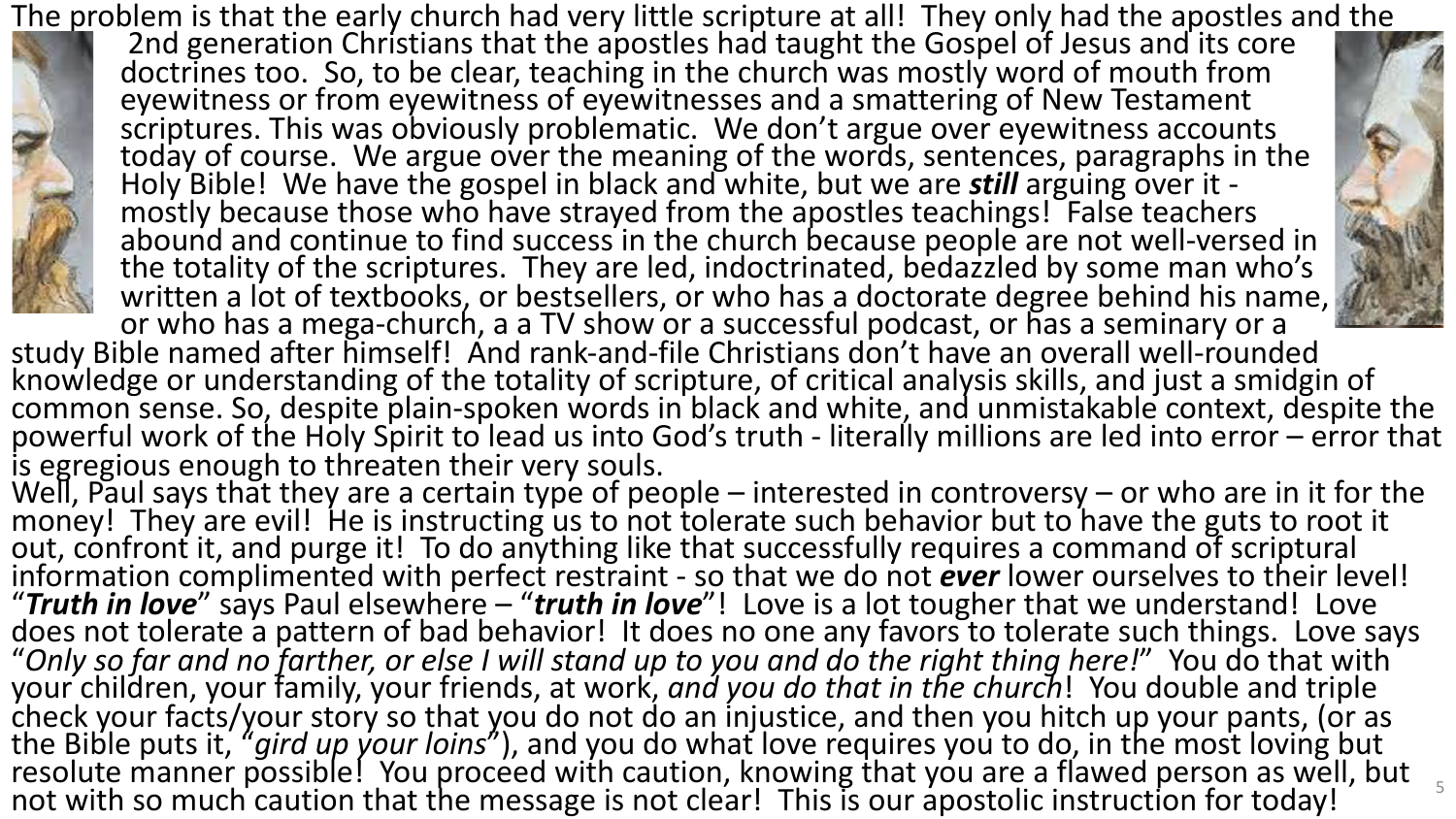The problem is that the early church had very little scripture at all! They only had the apostles and the 2nd generation Christians that the apostles had taught the Gospel of Jesus and its core doctrines too. So, to be clear, teaching in the church was mostly word of mouth from eyewitness or from eyewitness of eyewitnesses and a smattering of New Testament scriptures. This was obviously problematic. We don't argue over eyewitness accounts today of course. We argue over the meaning of the words, sentences, paragraphs in the Holy Bible! We have the gospel in black and white, but we are ***still*** arguing over it - mostly because those who have strayed from the apostles teachings! False teachers abound and continue to find success in the church because people are not well-versed in the totality of the scriptures. They are led, indoctrinated, bedazzled by some man who's written a lot of textbooks, or bestsellers, or who has a doctorate degree behind his name, or who has a mega-church, a a TV show or a successful podcast, or has a seminary or a study Bible named after himself! And rank-and-file Christians don't have an overall well-rounded knowledge or understanding of the totality of scripture, of critical analysis skills, and just a smidgin of common sense. So, despite plain-spoken words in black and white, and unmistakable context, despite the powerful work of the Holy Spirit to lead us into God's truth - literally millions are led into error – error that is egregious enough to threaten their very souls.

Well, Paul says that they are a certain type of people – interested in controversy – or who are in it for the money! They are evil! He is instructing us to not tolerate such behavior but to have the guts to root it out, confront it, and purge it! To do anything like that successfully requires a command of scriptural information complimented with perfect restraint - so that we do not ***ever*** lower ourselves to their level! "***Truth in love***" says Paul elsewhere – "***truth in love***"! Love is a lot tougher that we understand! Love does not tolerate a pattern of bad behavior! It does no one any favors to tolerate such things. Love says "*Only so far and no farther, or else I will stand up to you and do the right thing here!*" You do that with your children, your family, your friends, at work, *and you do that in the church*! You double and triple check your facts/your story so that you do not do an injustice, and then you hitch up your pants, (or as the Bible puts it, "*gird up your loins*"), and you do what love requires you to do, in the most loving but resolute manner possible! You proceed with caution, knowing that you are a flawed person as well, but not with so much caution that the message is not clear! This is our apostolic instruction for today!